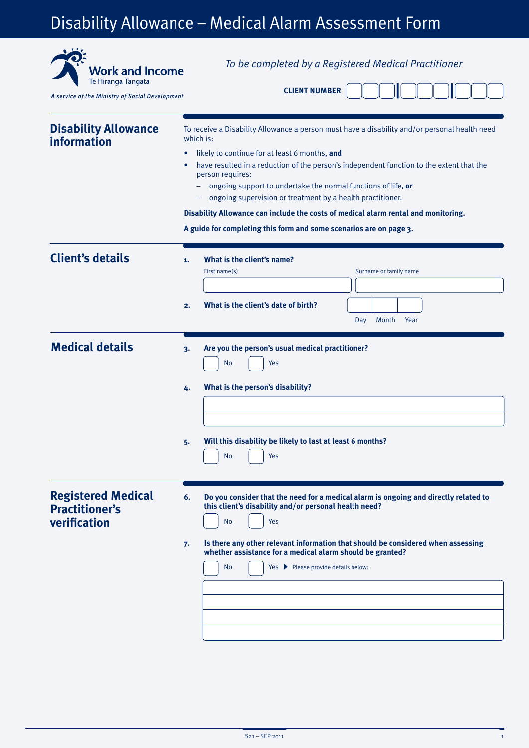# Disability Allowance – Medical Alarm Assessment Form

Work and Income
Te Hiranga Tangata

*A service of the Ministry of Social Development*

*To be completed by a Registered Medical Practitioner*

**CLIENT NUMBER** ☐☐☐ | ☐☐☐ | ☐☐☐

## Disability Allowance information

To receive a Disability Allowance a person must have a disability and/or personal health need which is:

- likely to continue for at least 6 months, **and**
- have resulted in a reduction of the person's independent function to the extent that the person requires:
  - ongoing support to undertake the normal functions of life, **or**
  - ongoing supervision or treatment by a health practitioner.

**Disability Allowance can include the costs of medical alarm rental and monitoring.**

**A guide for completing this form and some scenarios are on page 3.**

## Client's details

**1. What is the client's name?**

First name(s) ______________________ Surname or family name ______________________

**2. What is the client's date of birth?**

Day ____ Month ____ Year ____

## Medical details

**3. Are you the person's usual medical practitioner?**

☐ No ☐ Yes

**4. What is the person's disability?**

______________________________________________

______________________________________________

**5. Will this disability be likely to last at least 6 months?**

☐ No ☐ Yes

## Registered Medical Practitioner's verification

**6. Do you consider that the need for a medical alarm is ongoing and directly related to this client's disability and/or personal health need?**

☐ No ☐ Yes

**7. Is there any other relevant information that should be considered when assessing whether assistance for a medical alarm should be granted?**

☐ No ☐ Yes ▶ Please provide details below:

______________________________________________

______________________________________________

______________________________________________

______________________________________________

S21 – SEP 2011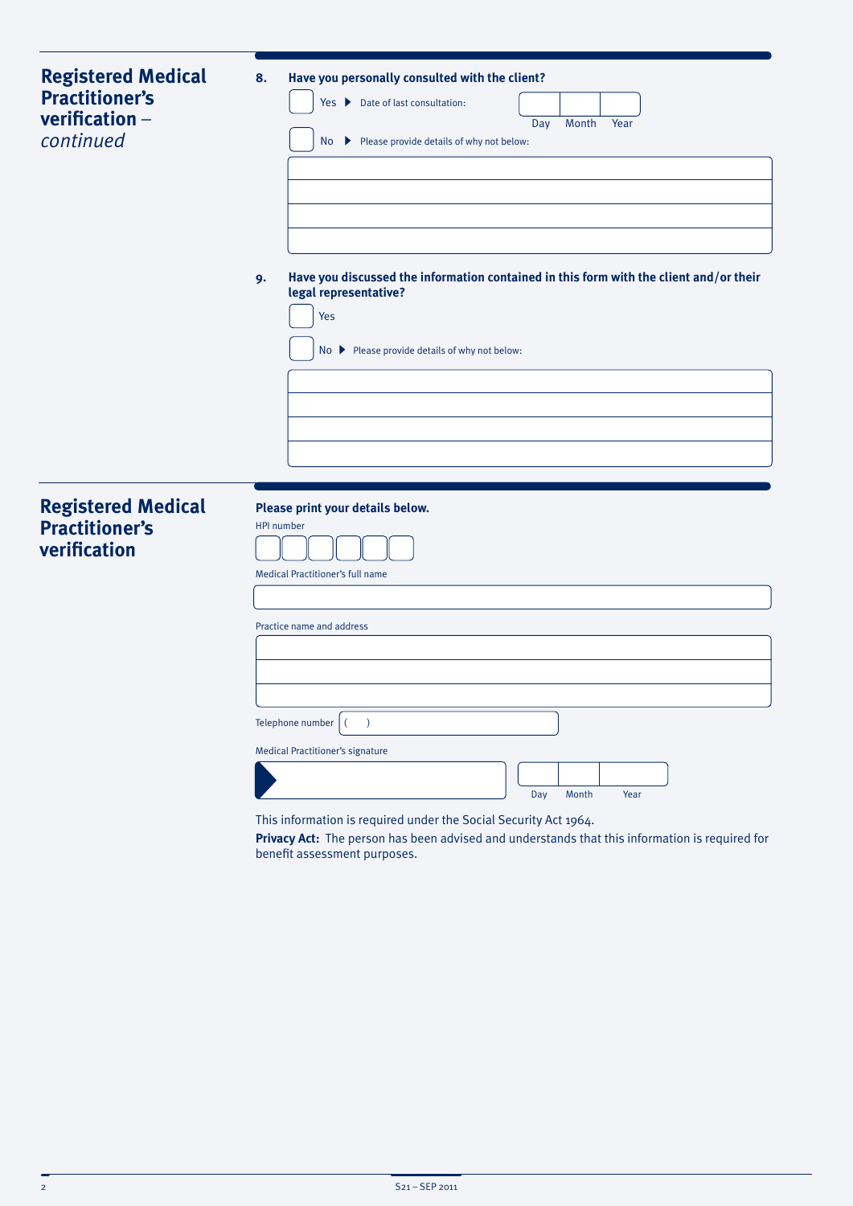## Registered Medical Practitioner's verification – *continued*

**8. Have you personally consulted with the client?**

Yes ▶ Date of last consultation: Day Month Year

No ▶ Please provide details of why not below:

**9. Have you discussed the information contained in this form with the client and/or their legal representative?**

Yes

No ▶ Please provide details of why not below:

## Registered Medical Practitioner's verification

**Please print your details below.**

HPI number

Medical Practitioner's full name

Practice name and address

Telephone number ( )

Medical Practitioner's signature

Day Month Year

This information is required under the Social Security Act 1964.

**Privacy Act:** The person has been advised and understands that this information is required for benefit assessment purposes.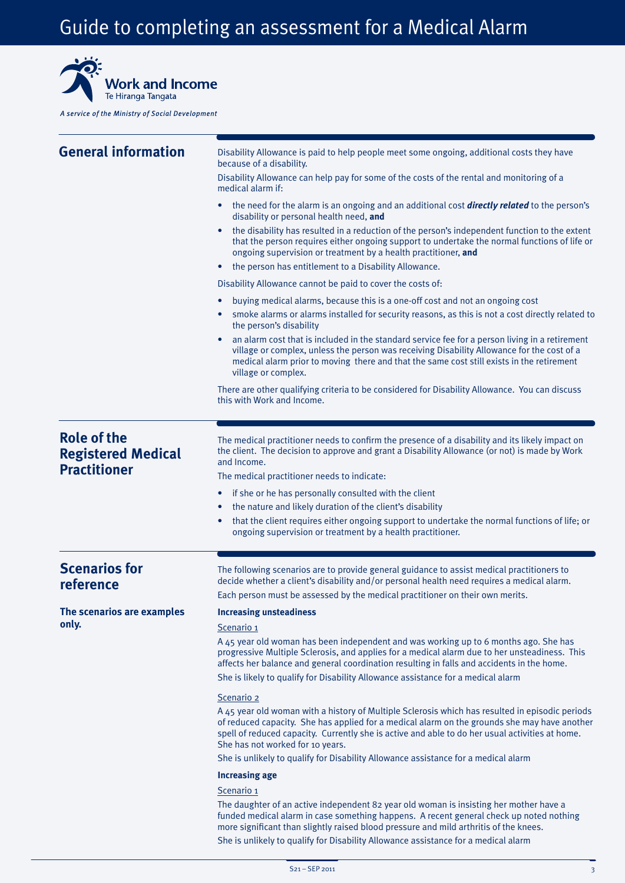# Guide to completing an assessment for a Medical Alarm

Work and Income
Te Hiranga Tangata

*A service of the Ministry of Social Development*

## General information

Disability Allowance is paid to help people meet some ongoing, additional costs they have because of a disability.

Disability Allowance can help pay for some of the costs of the rental and monitoring of a medical alarm if:

- the need for the alarm is an ongoing and an additional cost ***directly related*** to the person's disability or personal health need, **and**
- the disability has resulted in a reduction of the person's independent function to the extent that the person requires either ongoing support to undertake the normal functions of life or ongoing supervision or treatment by a health practitioner, **and**
- the person has entitlement to a Disability Allowance.

Disability Allowance cannot be paid to cover the costs of:

- buying medical alarms, because this is a one-off cost and not an ongoing cost
- smoke alarms or alarms installed for security reasons, as this is not a cost directly related to the person's disability
- an alarm cost that is included in the standard service fee for a person living in a retirement village or complex, unless the person was receiving Disability Allowance for the cost of a medical alarm prior to moving there and that the same cost still exists in the retirement village or complex.

There are other qualifying criteria to be considered for Disability Allowance. You can discuss this with Work and Income.

## Role of the Registered Medical Practitioner

The medical practitioner needs to confirm the presence of a disability and its likely impact on the client. The decision to approve and grant a Disability Allowance (or not) is made by Work and Income.

The medical practitioner needs to indicate:

- if she or he has personally consulted with the client
- the nature and likely duration of the client's disability
- that the client requires either ongoing support to undertake the normal functions of life; or ongoing supervision or treatment by a health practitioner.

## Scenarios for reference

**The scenarios are examples only.**

The following scenarios are to provide general guidance to assist medical practitioners to decide whether a client's disability and/or personal health need requires a medical alarm.

Each person must be assessed by the medical practitioner on their own merits.

### Increasing unsteadiness

Scenario 1

A 45 year old woman has been independent and was working up to 6 months ago. She has progressive Multiple Sclerosis, and applies for a medical alarm due to her unsteadiness. This affects her balance and general coordination resulting in falls and accidents in the home.

She is likely to qualify for Disability Allowance assistance for a medical alarm

Scenario 2

A 45 year old woman with a history of Multiple Sclerosis which has resulted in episodic periods of reduced capacity. She has applied for a medical alarm on the grounds she may have another spell of reduced capacity. Currently she is active and able to do her usual activities at home. She has not worked for 10 years.

She is unlikely to qualify for Disability Allowance assistance for a medical alarm

### Increasing age

Scenario 1

The daughter of an active independent 82 year old woman is insisting her mother have a funded medical alarm in case something happens. A recent general check up noted nothing more significant than slightly raised blood pressure and mild arthritis of the knees.

She is unlikely to qualify for Disability Allowance assistance for a medical alarm

S21 – SEP 2011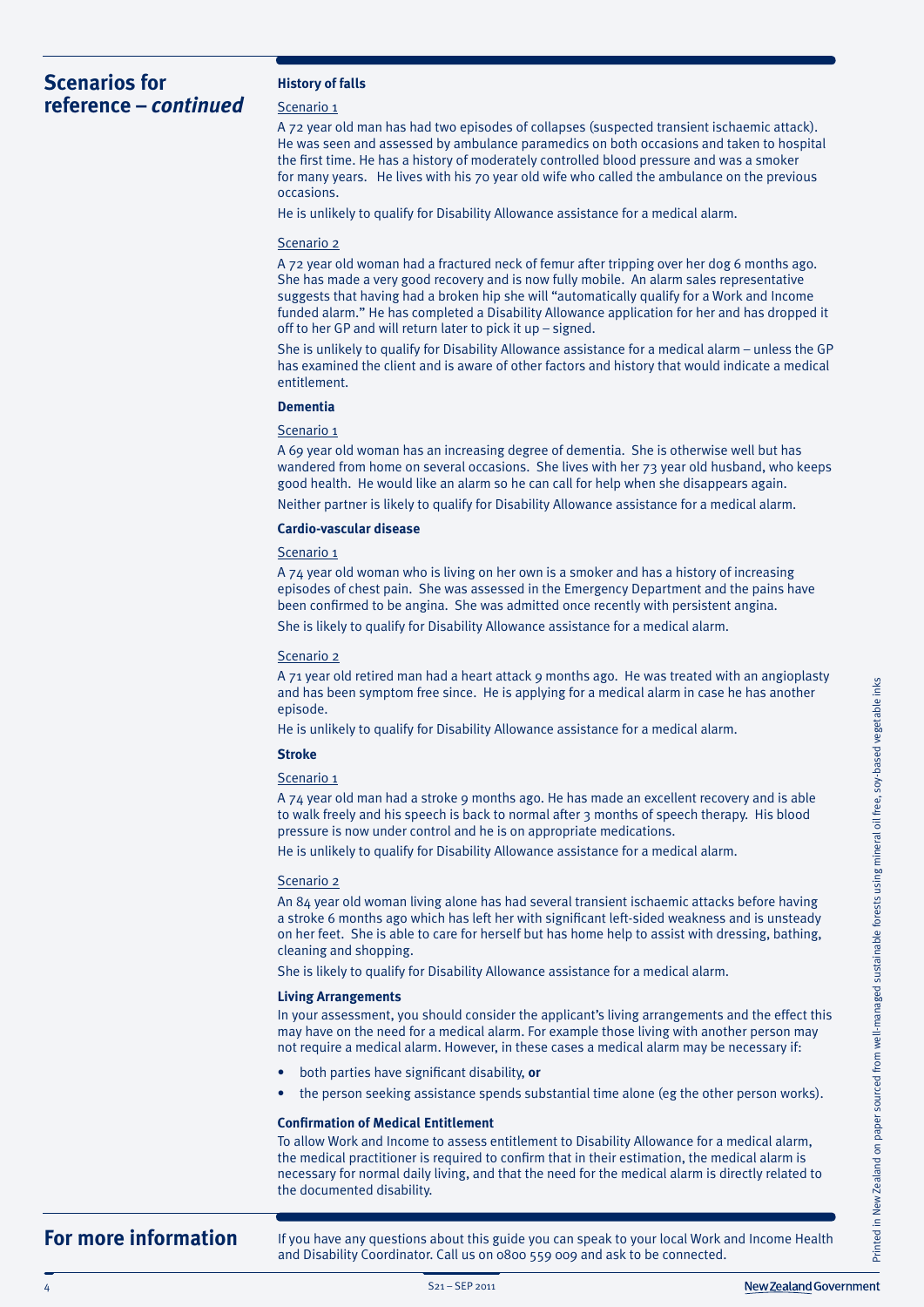## Scenarios for reference – *continued*

**History of falls**

Scenario 1

A 72 year old man has had two episodes of collapses (suspected transient ischaemic attack). He was seen and assessed by ambulance paramedics on both occasions and taken to hospital the first time. He has a history of moderately controlled blood pressure and was a smoker for many years. He lives with his 70 year old wife who called the ambulance on the previous occasions.

He is unlikely to qualify for Disability Allowance assistance for a medical alarm.

Scenario 2

A 72 year old woman had a fractured neck of femur after tripping over her dog 6 months ago. She has made a very good recovery and is now fully mobile. An alarm sales representative suggests that having had a broken hip she will "automatically qualify for a Work and Income funded alarm." He has completed a Disability Allowance application for her and has dropped it off to her GP and will return later to pick it up – signed.

She is unlikely to qualify for Disability Allowance assistance for a medical alarm – unless the GP has examined the client and is aware of other factors and history that would indicate a medical entitlement.

**Dementia**

Scenario 1

A 69 year old woman has an increasing degree of dementia. She is otherwise well but has wandered from home on several occasions. She lives with her 73 year old husband, who keeps good health. He would like an alarm so he can call for help when she disappears again.

Neither partner is likely to qualify for Disability Allowance assistance for a medical alarm.

**Cardio-vascular disease**

Scenario 1

A 74 year old woman who is living on her own is a smoker and has a history of increasing episodes of chest pain. She was assessed in the Emergency Department and the pains have been confirmed to be angina. She was admitted once recently with persistent angina.

She is likely to qualify for Disability Allowance assistance for a medical alarm.

Scenario 2

A 71 year old retired man had a heart attack 9 months ago. He was treated with an angioplasty and has been symptom free since. He is applying for a medical alarm in case he has another episode.

He is unlikely to qualify for Disability Allowance assistance for a medical alarm.

**Stroke**

Scenario 1

A 74 year old man had a stroke 9 months ago. He has made an excellent recovery and is able to walk freely and his speech is back to normal after 3 months of speech therapy. His blood pressure is now under control and he is on appropriate medications.

He is unlikely to qualify for Disability Allowance assistance for a medical alarm.

Scenario 2

An 84 year old woman living alone has had several transient ischaemic attacks before having a stroke 6 months ago which has left her with significant left-sided weakness and is unsteady on her feet. She is able to care for herself but has home help to assist with dressing, bathing, cleaning and shopping.

She is likely to qualify for Disability Allowance assistance for a medical alarm.

**Living Arrangements**

In your assessment, you should consider the applicant's living arrangements and the effect this may have on the need for a medical alarm. For example those living with another person may not require a medical alarm. However, in these cases a medical alarm may be necessary if:

- both parties have significant disability, **or**
- the person seeking assistance spends substantial time alone (eg the other person works).

**Confirmation of Medical Entitlement**

To allow Work and Income to assess entitlement to Disability Allowance for a medical alarm, the medical practitioner is required to confirm that in their estimation, the medical alarm is necessary for normal daily living, and that the need for the medical alarm is directly related to the documented disability.

## For more information

If you have any questions about this guide you can speak to your local Work and Income Health and Disability Coordinator. Call us on 0800 559 009 and ask to be connected.

Printed in New Zealand on paper sourced from well-managed sustainable forests using mineral oil free, soy-based vegetable inks

S21 – SEP 2011

New Zealand Government